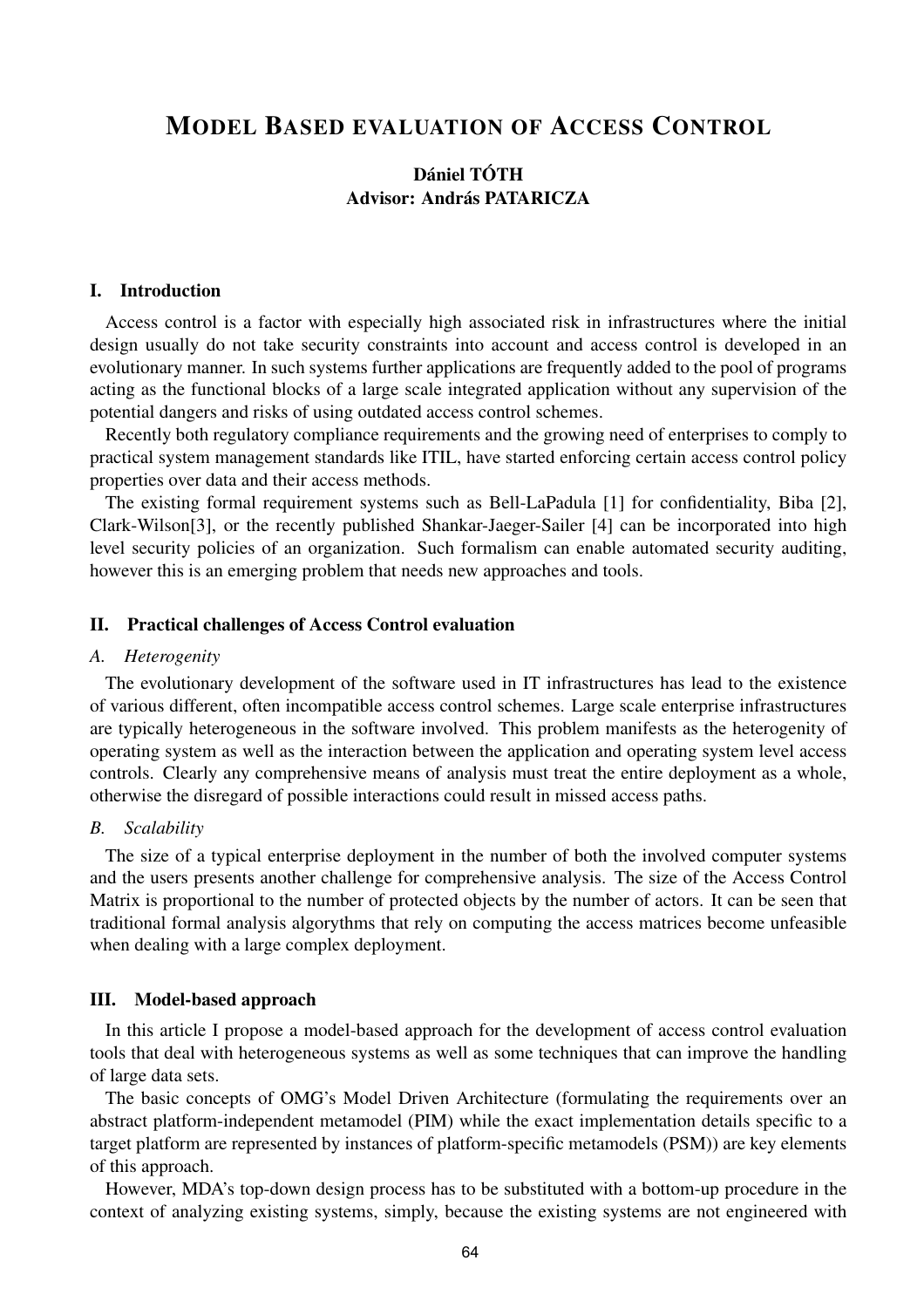# MODEL BASED EVALUATION OF ACCESS CONTROL

**Dániel TÓTH**
**Advisor: András PATARICZA**

## I. Introduction

Access control is a factor with especially high associated risk in infrastructures where the initial design usually do not take security constraints into account and access control is developed in an evolutionary manner. In such systems further applications are frequently added to the pool of programs acting as the functional blocks of a large scale integrated application without any supervision of the potential dangers and risks of using outdated access control schemes.

Recently both regulatory compliance requirements and the growing need of enterprises to comply to practical system management standards like ITIL, have started enforcing certain access control policy properties over data and their access methods.

The existing formal requirement systems such as Bell-LaPadula [1] for confidentiality, Biba [2], Clark-Wilson[3], or the recently published Shankar-Jaeger-Sailer [4] can be incorporated into high level security policies of an organization. Such formalism can enable automated security auditing, however this is an emerging problem that needs new approaches and tools.

## II. Practical challenges of Access Control evaluation

### *A. Heterogenity*

The evolutionary development of the software used in IT infrastructures has lead to the existence of various different, often incompatible access control schemes. Large scale enterprise infrastructures are typically heterogeneous in the software involved. This problem manifests as the heterogenity of operating system as well as the interaction between the application and operating system level access controls. Clearly any comprehensive means of analysis must treat the entire deployment as a whole, otherwise the disregard of possible interactions could result in missed access paths.

### *B. Scalability*

The size of a typical enterprise deployment in the number of both the involved computer systems and the users presents another challenge for comprehensive analysis. The size of the Access Control Matrix is proportional to the number of protected objects by the number of actors. It can be seen that traditional formal analysis algorythms that rely on computing the access matrices become unfeasible when dealing with a large complex deployment.

## III. Model-based approach

In this article I propose a model-based approach for the development of access control evaluation tools that deal with heterogeneous systems as well as some techniques that can improve the handling of large data sets.

The basic concepts of OMG's Model Driven Architecture (formulating the requirements over an abstract platform-independent metamodel (PIM) while the exact implementation details specific to a target platform are represented by instances of platform-specific metamodels (PSM)) are key elements of this approach.

However, MDA's top-down design process has to be substituted with a bottom-up procedure in the context of analyzing existing systems, simply, because the existing systems are not engineered with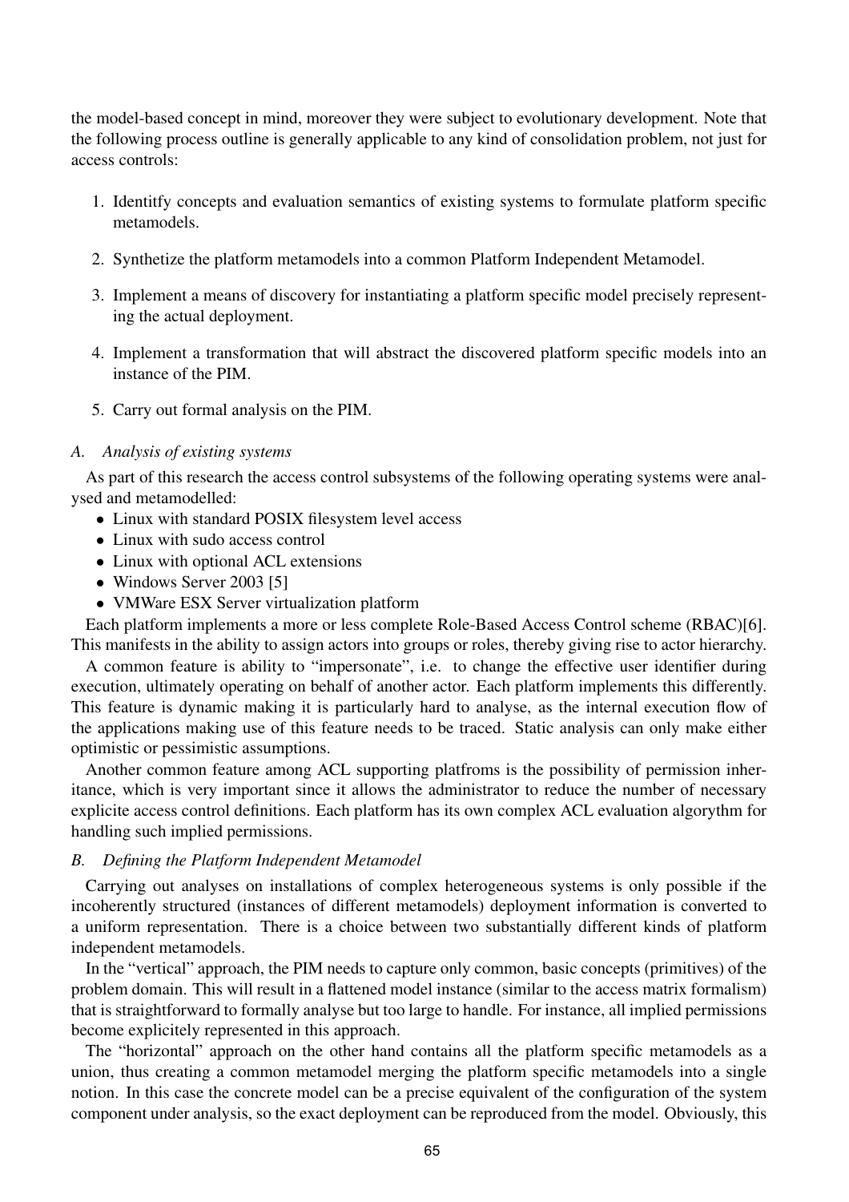the model-based concept in mind, moreover they were subject to evolutionary development. Note that the following process outline is generally applicable to any kind of consolidation problem, not just for access controls:

1. Identitfy concepts and evaluation semantics of existing systems to formulate platform specific metamodels.
2. Synthetize the platform metamodels into a common Platform Independent Metamodel.
3. Implement a means of discovery for instantiating a platform specific model precisely representing the actual deployment.
4. Implement a transformation that will abstract the discovered platform specific models into an instance of the PIM.
5. Carry out formal analysis on the PIM.

### A. *Analysis of existing systems*

As part of this research the access control subsystems of the following operating systems were analysed and metamodelled:

- Linux with standard POSIX filesystem level access
- Linux with sudo access control
- Linux with optional ACL extensions
- Windows Server 2003 [5]
- VMWare ESX Server virtualization platform

Each platform implements a more or less complete Role-Based Access Control scheme (RBAC)[6]. This manifests in the ability to assign actors into groups or roles, thereby giving rise to actor hierarchy.

A common feature is ability to "impersonate", i.e. to change the effective user identifier during execution, ultimately operating on behalf of another actor. Each platform implements this differently. This feature is dynamic making it is particularly hard to analyse, as the internal execution flow of the applications making use of this feature needs to be traced. Static analysis can only make either optimistic or pessimistic assumptions.

Another common feature among ACL supporting platfroms is the possibility of permission inheritance, which is very important since it allows the administrator to reduce the number of necessary explicite access control definitions. Each platform has its own complex ACL evaluation algorythm for handling such implied permissions.

### B. *Defining the Platform Independent Metamodel*

Carrying out analyses on installations of complex heterogeneous systems is only possible if the incoherently structured (instances of different metamodels) deployment information is converted to a uniform representation. There is a choice between two substantially different kinds of platform independent metamodels.

In the "vertical" approach, the PIM needs to capture only common, basic concepts (primitives) of the problem domain. This will result in a flattened model instance (similar to the access matrix formalism) that is straightforward to formally analyse but too large to handle. For instance, all implied permissions become explicitely represented in this approach.

The "horizontal" approach on the other hand contains all the platform specific metamodels as a union, thus creating a common metamodel merging the platform specific metamodels into a single notion. In this case the concrete model can be a precise equivalent of the configuration of the system component under analysis, so the exact deployment can be reproduced from the model. Obviously, this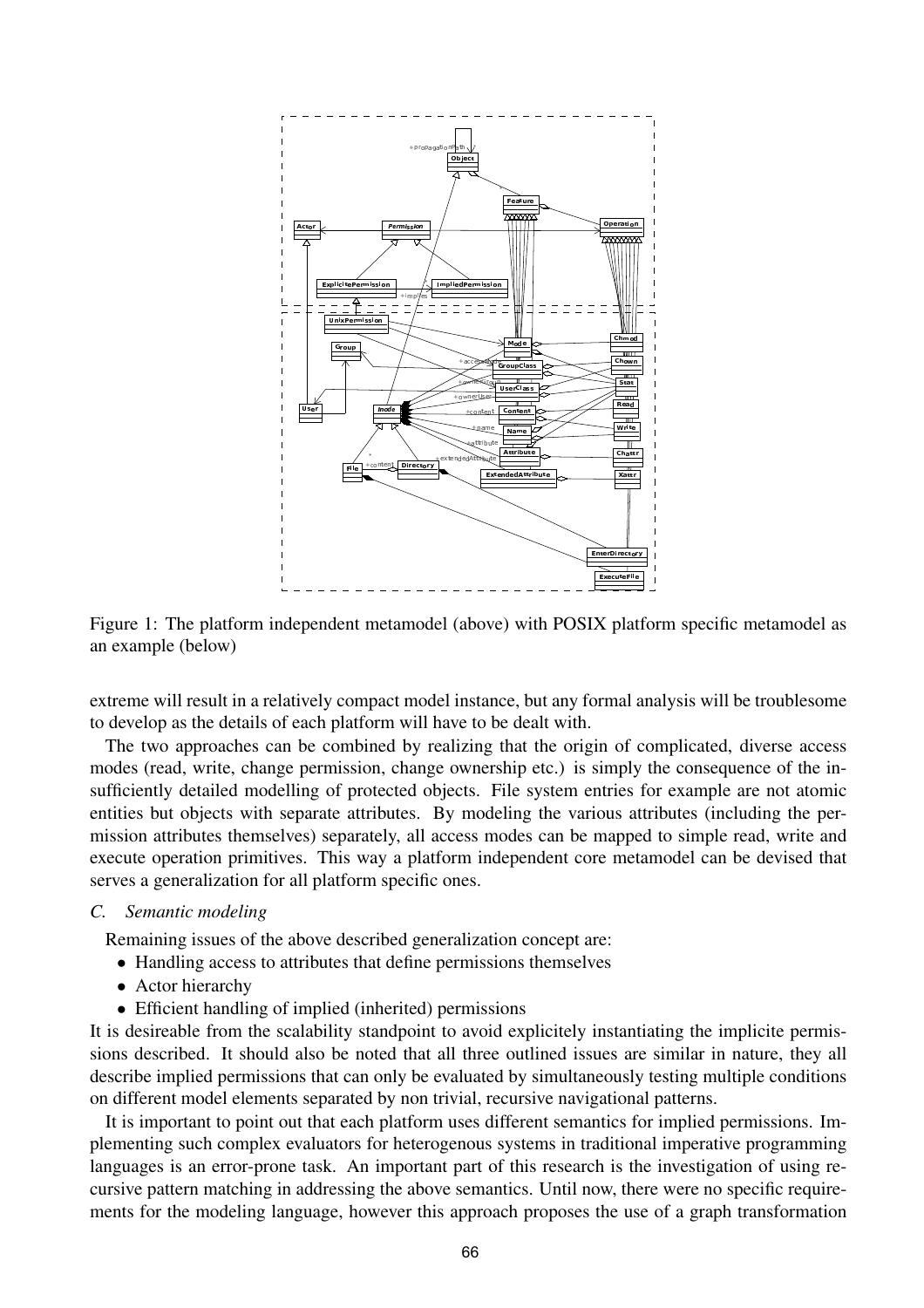Figure 1: The platform independent metamodel (above) with POSIX platform specific metamodel as an example (below)

extreme will result in a relatively compact model instance, but any formal analysis will be troublesome to develop as the details of each platform will have to be dealt with.

The two approaches can be combined by realizing that the origin of complicated, diverse access modes (read, write, change permission, change ownership etc.) is simply the consequence of the insufficiently detailed modelling of protected objects. File system entries for example are not atomic entities but objects with separate attributes. By modeling the various attributes (including the permission attributes themselves) separately, all access modes can be mapped to simple read, write and execute operation primitives. This way a platform independent core metamodel can be devised that serves a generalization for all platform specific ones.

### *C. Semantic modeling*

Remaining issues of the above described generalization concept are:

- Handling access to attributes that define permissions themselves
- Actor hierarchy
- Efficient handling of implied (inherited) permissions

It is desireable from the scalability standpoint to avoid explicitely instantiating the implicite permissions described. It should also be noted that all three outlined issues are similar in nature, they all describe implied permissions that can only be evaluated by simultaneously testing multiple conditions on different model elements separated by non trivial, recursive navigational patterns.

It is important to point out that each platform uses different semantics for implied permissions. Implementing such complex evaluators for heterogenous systems in traditional imperative programming languages is an error-prone task. An important part of this research is the investigation of using recursive pattern matching in addressing the above semantics. Until now, there were no specific requirements for the modeling language, however this approach proposes the use of a graph transformation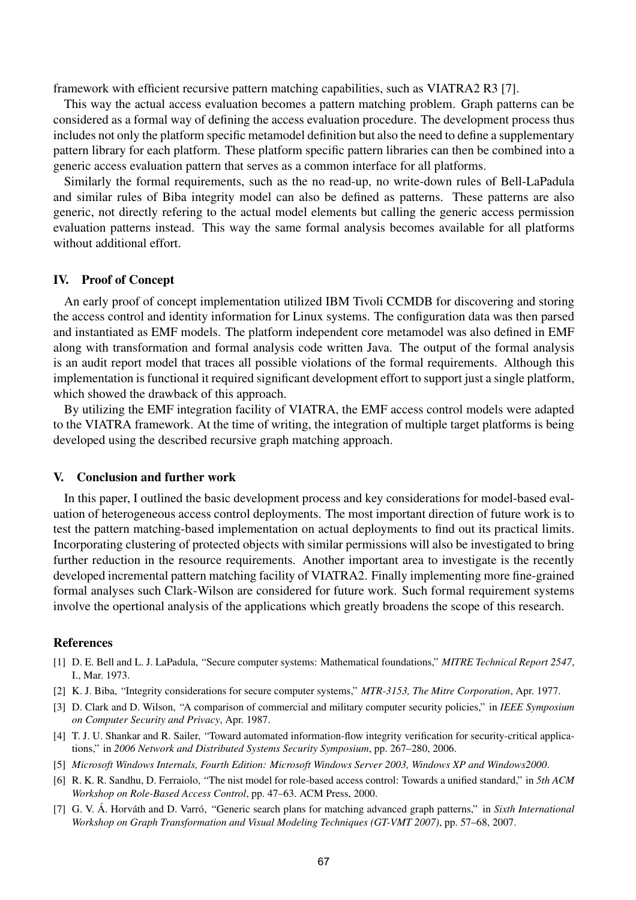framework with efficient recursive pattern matching capabilities, such as VIATRA2 R3 [7].

This way the actual access evaluation becomes a pattern matching problem. Graph patterns can be considered as a formal way of defining the access evaluation procedure. The development process thus includes not only the platform specific metamodel definition but also the need to define a supplementary pattern library for each platform. These platform specific pattern libraries can then be combined into a generic access evaluation pattern that serves as a common interface for all platforms.

Similarly the formal requirements, such as the no read-up, no write-down rules of Bell-LaPadula and similar rules of Biba integrity model can also be defined as patterns. These patterns are also generic, not directly refering to the actual model elements but calling the generic access permission evaluation patterns instead. This way the same formal analysis becomes available for all platforms without additional effort.

## IV. Proof of Concept

An early proof of concept implementation utilized IBM Tivoli CCMDB for discovering and storing the access control and identity information for Linux systems. The configuration data was then parsed and instantiated as EMF models. The platform independent core metamodel was also defined in EMF along with transformation and formal analysis code written Java. The output of the formal analysis is an audit report model that traces all possible violations of the formal requirements. Although this implementation is functional it required significant development effort to support just a single platform, which showed the drawback of this approach.

By utilizing the EMF integration facility of VIATRA, the EMF access control models were adapted to the VIATRA framework. At the time of writing, the integration of multiple target platforms is being developed using the described recursive graph matching approach.

## V. Conclusion and further work

In this paper, I outlined the basic development process and key considerations for model-based evaluation of heterogeneous access control deployments. The most important direction of future work is to test the pattern matching-based implementation on actual deployments to find out its practical limits. Incorporating clustering of protected objects with similar permissions will also be investigated to bring further reduction in the resource requirements. Another important area to investigate is the recently developed incremental pattern matching facility of VIATRA2. Finally implementing more fine-grained formal analyses such Clark-Wilson are considered for future work. Such formal requirement systems involve the opertional analysis of the applications which greatly broadens the scope of this research.

## References

[1] D. E. Bell and L. J. LaPadula, "Secure computer systems: Mathematical foundations," *MITRE Technical Report 2547*, I., Mar. 1973.

[2] K. J. Biba, "Integrity considerations for secure computer systems," *MTR-3153, The Mitre Corporation*, Apr. 1977.

[3] D. Clark and D. Wilson, "A comparison of commercial and military computer security policies," in *IEEE Symposium on Computer Security and Privacy*, Apr. 1987.

[4] T. J. U. Shankar and R. Sailer, "Toward automated information-flow integrity verification for security-critical applications," in *2006 Network and Distributed Systems Security Symposium*, pp. 267–280, 2006.

[5] *Microsoft Windows Internals, Fourth Edition: Microsoft Windows Server 2003, Windows XP and Windows2000*.

[6] R. K. R. Sandhu, D. Ferraiolo, "The nist model for role-based access control: Towards a unified standard," in *5th ACM Workshop on Role-Based Access Control*, pp. 47–63. ACM Press, 2000.

[7] G. V. Á. Horváth and D. Varró, "Generic search plans for matching advanced graph patterns," in *Sixth International Workshop on Graph Transformation and Visual Modeling Techniques (GT-VMT 2007)*, pp. 57–68, 2007.